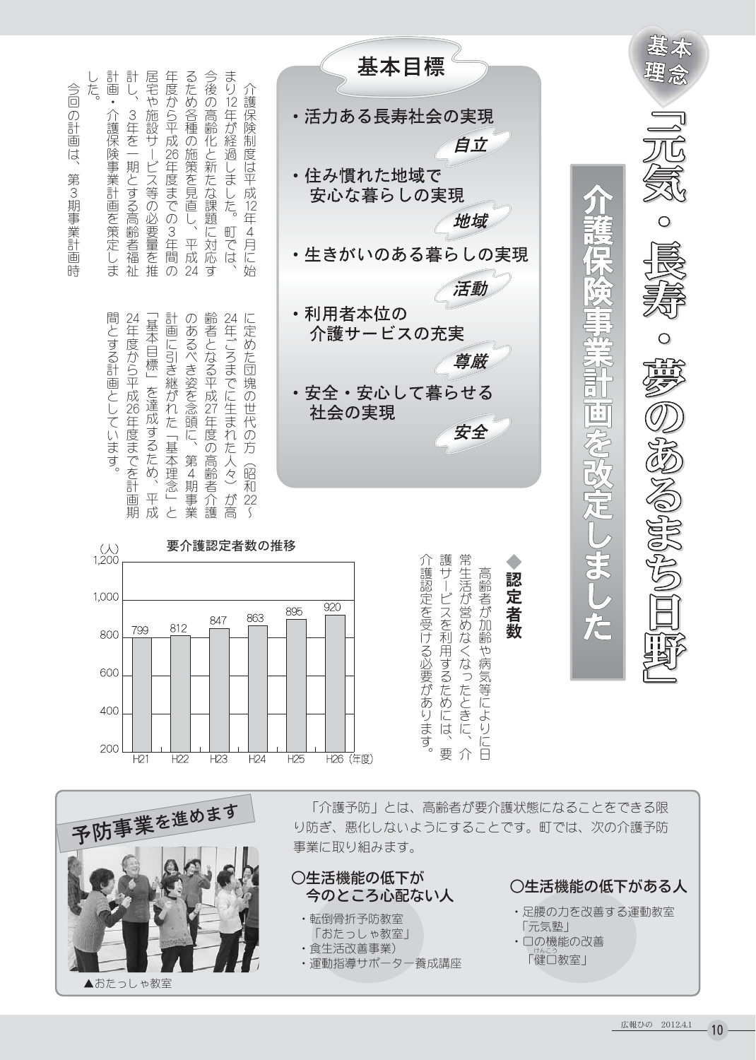# 介護保険事業計画を改定しました

## 基本理念

## 「元気・長寿・夢のあるまち日野」

介護保険制度は平成12年4月に始まり12年が経過しました。町では、今後の高齢化と新たな課題に対応するため各種の施策を見直し、平成24年度から平成26年度までの3年間の居宅や施設サービス等の必要量を推計し、3年を一期とする高齢者福祉計画・介護保険事業計画を策定しました。

今回の計画は、第3期事業計画時に定めた団塊の世代の方（昭和22〜24年ごろまでに生まれた人々）が高齢者となる平成27年度の高齢者介護のあるべき姿を念頭に、第4期事業計画に引き継がれた「基本理念」と「基本目標」を達成するため、平成24年度から平成26年度までを計画期間とする計画としています。

## 基本目標

- 活力ある長寿社会の実現　**自立**
- 住み慣れた地域で安心な暮らしの実現　**地域**
- 生きがいのある暮らしの実現　**活動**
- 利用者本位の介護サービスの充実　**尊厳**
- 安全・安心して暮らせる社会の実現　**安全**

### ◆認定者数

高齢者が加齢や病気等により日常生活が営めなくなったときに、介護サービスを利用するためには、要介護認定を受ける必要があります。

**要介護認定者数の推移**（人）

| 年度 | H21 | H22 | H23 | H24 | H25 | H26 |
|---|---|---|---|---|---|---|
| 認定者数 | 799 | 812 | 847 | 863 | 895 | 920 |

## 予防事業を進めます

「介護予防」とは、高齢者が要介護状態になることをできる限り防ぎ、悪化しないようにすることです。町では、次の介護予防事業に取り組みます。

### ○生活機能の低下が今のところ心配ない人

- 転倒骨折予防教室「おたっしゃ防教室」
- 食生活改善事業
- 運動指導サポーター養成講座

### ○生活機能の低下がある人

- 足腰の力を改善する運動教室「元気塾」
- 口の機能の改善「健口（けんこう）教室」

▲おたっしゃ教室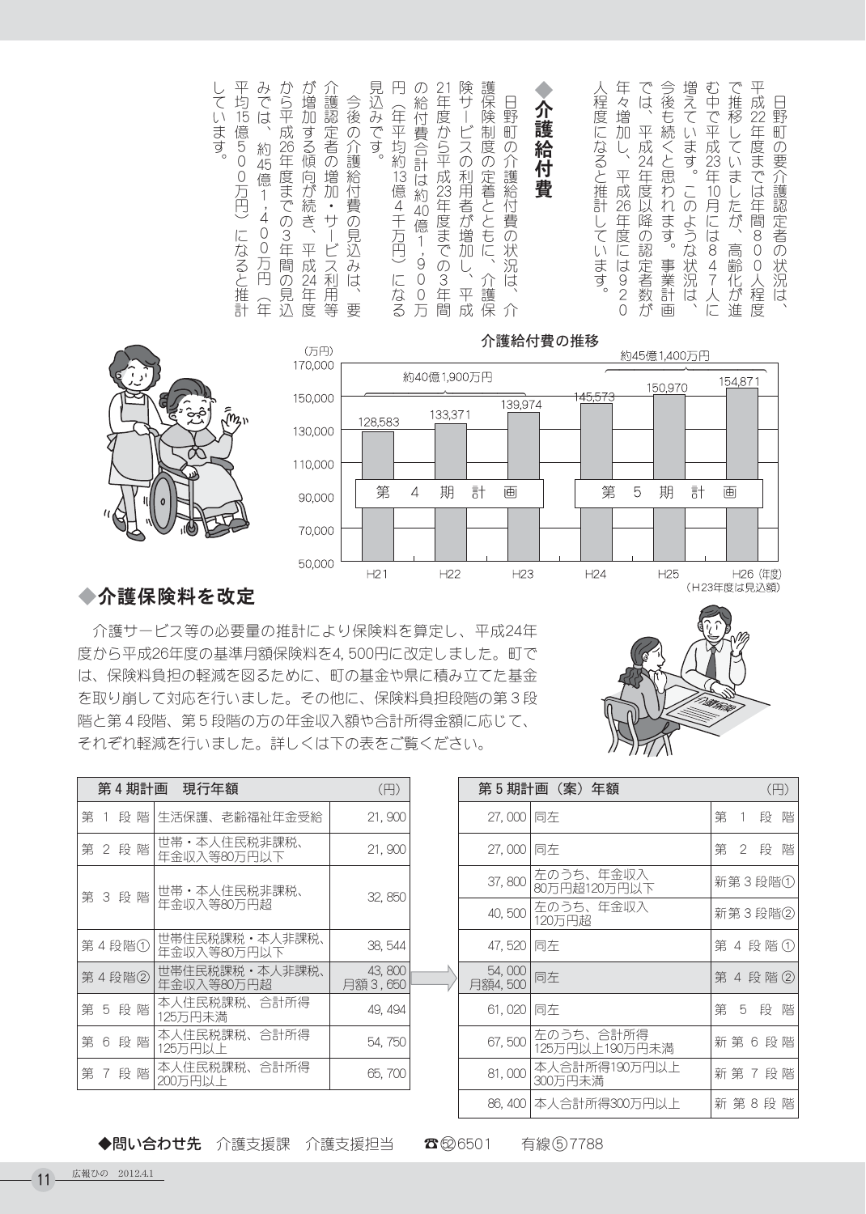日野町の要介護認定者の状況は、平成22年度までは年間800人程度で推移していましたが、高齢化が進む中で平成23年10月には847人に増えています。このような状況は、今後も続くと思われます。事業計画では、平成24年度以降の認定者数が年々増加し、平成26年度には920人程度になると推計しています。

## ◆介護給付費

日野町の介護給付費の状況は、介護保険制度の定着とともに、介護保険サービスの利用者が増加し、平成21年度から平成23年度までの3年間の給付費合計は約40億1,900万円（年平均約13億4千万円）になる見込みです。

今後の介護給付費の見込みは、要介護認定者の増加・サービス利用等が増加する傾向が続き、平成24年度から平成26年度までの3年間の見込みでは、約45億1,400万円（年平均15億500万円）になると推計しています。

介護給付費の推移

(万円)
170,000
150,000
130,000
110,000
90,000
70,000
50,000

約40億1,900万円
約45億1,400万円

128,583
133,371
139,974
145,573
150,970
154,871

第4期計画
第5期計画

H21 H22 H23 H24 H25 H26（年度）
（H23年度は見込額）

## ◆介護保険料を改定

介護サービス等の必要量の推計により保険料を算定し、平成24年度から平成26年度の基準月額保険料を4,500円に改定しました。町では、保険料負担の軽減を図るために、町の基金や県に積み立てた基金を取り崩して対応を行いました。その他に、保険料負担段階の第3段階と第4段階、第5段階の方の年金収入額や合計所得金額に応じて、それぞれ軽減を行いました。詳しくは下の表をご覧ください。

| 第4期計画 現行年額 | | (円) | 第5期計画（案）年額 | | (円) |
|---|---|---|---|---|---|
| 第1段階 | 生活保護、老齢福祉年金受給 | 21,900 | 27,000 | 同左 | 第1段階 |
| 第2段階 | 世帯・本人住民税非課税、年金収入等80万円以下 | 21,900 | 27,000 | 同左 | 第2段階 |
| 第3段階 | 世帯・本人住民税非課税、年金収入等80万円超 | 32,850 | 37,800 | 左のうち、年金収入80万円超120万円以下 | 新第3段階① |
| | | | 40,500 | 左のうち、年金収入120万円超 | 新第3段階② |
| 第4段階① | 世帯住民税課税・本人非課税、年金収入等80万円以下 | 38,544 | 47,520 | 同左 | 第4段階① |
| 第4段階② | 世帯住民税課税・本人非課税、年金収入等80万円超 | 43,800 月額3,650 | 54,000 月額4,500 | 同左 | 第4段階② |
| 第5段階 | 本人住民税課税、合計所得125万円未満 | 49,494 | 61,020 | 同左 | 第5段階 |
| 第6段階 | 本人住民税課税、合計所得125万円以上 | 54,750 | 67,500 | 左のうち、合計所得125万円以上190万円未満 | 新第6段階 |
| 第7段階 | 本人住民税課税、合計所得200万円以上 | 65,700 | 81,000 | 本人合計所得190万円以上300万円未満 | 新第7段階 |
| | | | 86,400 | 本人合計所得300万円以上 | 新第8段階 |

◆問い合わせ先 介護支援課 介護支援担当 ☎㊾6501 有線⑤7788